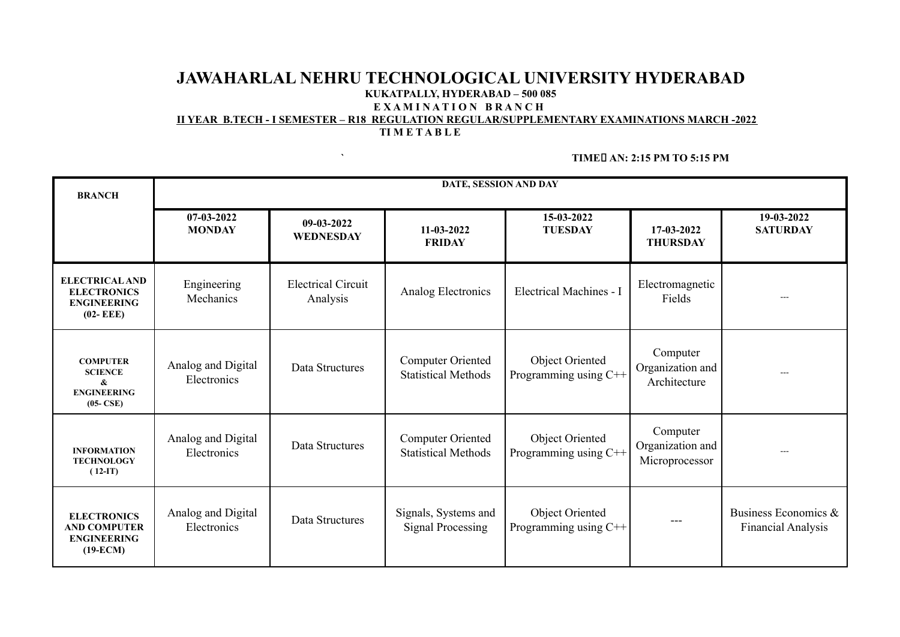# JAWAHARLAL NEHRU TECHNOLOGICAL UNIVERSITY HYDERABAD

**KUKATPALLY, HYDERABAD – 500 085**

**E X A M I N A T I O N B R A N C H**

**II YEAR B.TECH - I SEMESTER – R18 REGULATION REGULAR/SUPPLEMENTARY EXAMINATIONS MARCH -2022**

**TI M E T A B L E**

**TIME AN: 2:15 PM TO 5:15 PM**

| BRANCH | DATE, SESSION AND DAY | | | | | |
|---|---|---|---|---|---|---|
| | **07-03-2022 MONDAY** | **09-03-2022 WEDNESDAY** | **11-03-2022 FRIDAY** | **15-03-2022 TUESDAY** | **17-03-2022 THURSDAY** | **19-03-2022 SATURDAY** |
| **ELECTRICAL AND ELECTRONICS ENGINEERING (02- EEE)** | Engineering Mechanics | Electrical Circuit Analysis | Analog Electronics | Electrical Machines - I | Electromagnetic Fields | --- |
| **COMPUTER SCIENCE & ENGINEERING (05- CSE)** | Analog and Digital Electronics | Data Structures | Computer Oriented Statistical Methods | Object Oriented Programming using C++ | Computer Organization and Architecture | --- |
| **INFORMATION TECHNOLOGY ( 12-IT)** | Analog and Digital Electronics | Data Structures | Computer Oriented Statistical Methods | Object Oriented Programming using C++ | Computer Organization and Microprocessor | --- |
| **ELECTRONICS AND COMPUTER ENGINEERING (19-ECM)** | Analog and Digital Electronics | Data Structures | Signals, Systems and Signal Processing | Object Oriented Programming using C++ | --- | Business Economics & Financial Analysis |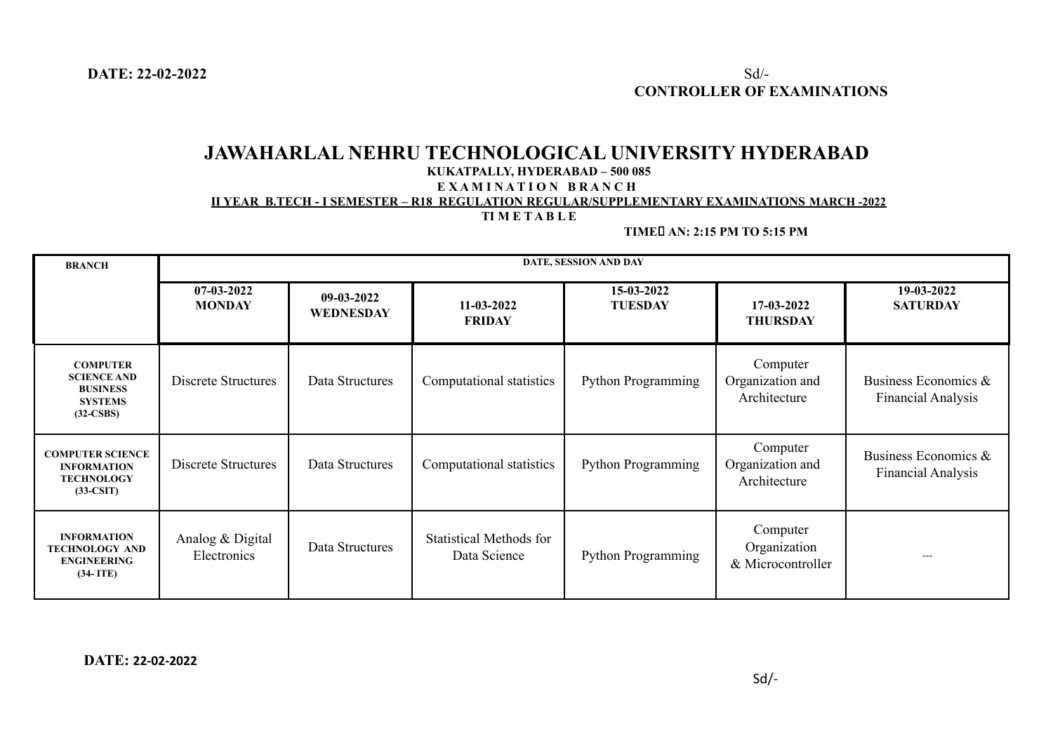**DATE: 22-02-2022**

Sd/-
**CONTROLLER OF EXAMINATIONS**

# JAWAHARLAL NEHRU TECHNOLOGICAL UNIVERSITY HYDERABAD

**KUKATPALLY, HYDERABAD – 500 085**

**E X A M I N A T I O N   B R A N C H**

**II YEAR B.TECH - I SEMESTER – R18 REGULATION REGULAR/SUPPLEMENTARY EXAMINATIONS MARCH -2022**

**TI M E T A B L E**

**TIME AN: 2:15 PM TO 5:15 PM**

| BRANCH | DATE, SESSION AND DAY | | | | | |
|---|---|---|---|---|---|---|
| | 07-03-2022 MONDAY | 09-03-2022 WEDNESDAY | 11-03-2022 FRIDAY | 15-03-2022 TUESDAY | 17-03-2022 THURSDAY | 19-03-2022 SATURDAY |
| COMPUTER SCIENCE AND BUSINESS SYSTEMS (32-CSBS) | Discrete Structures | Data Structures | Computational statistics | Python Programming | Computer Organization and Architecture | Business Economics & Financial Analysis |
| COMPUTER SCIENCE INFORMATION TECHNOLOGY (33-CSIT) | Discrete Structures | Data Structures | Computational statistics | Python Programming | Computer Organization and Architecture | Business Economics & Financial Analysis |
| INFORMATION TECHNOLOGY AND ENGINEERING (34- ITE) | Analog & Digital Electronics | Data Structures | Statistical Methods for Data Science | Python Programming | Computer Organization & Microcontroller | --- |

**DATE: 22-02-2022**

Sd/-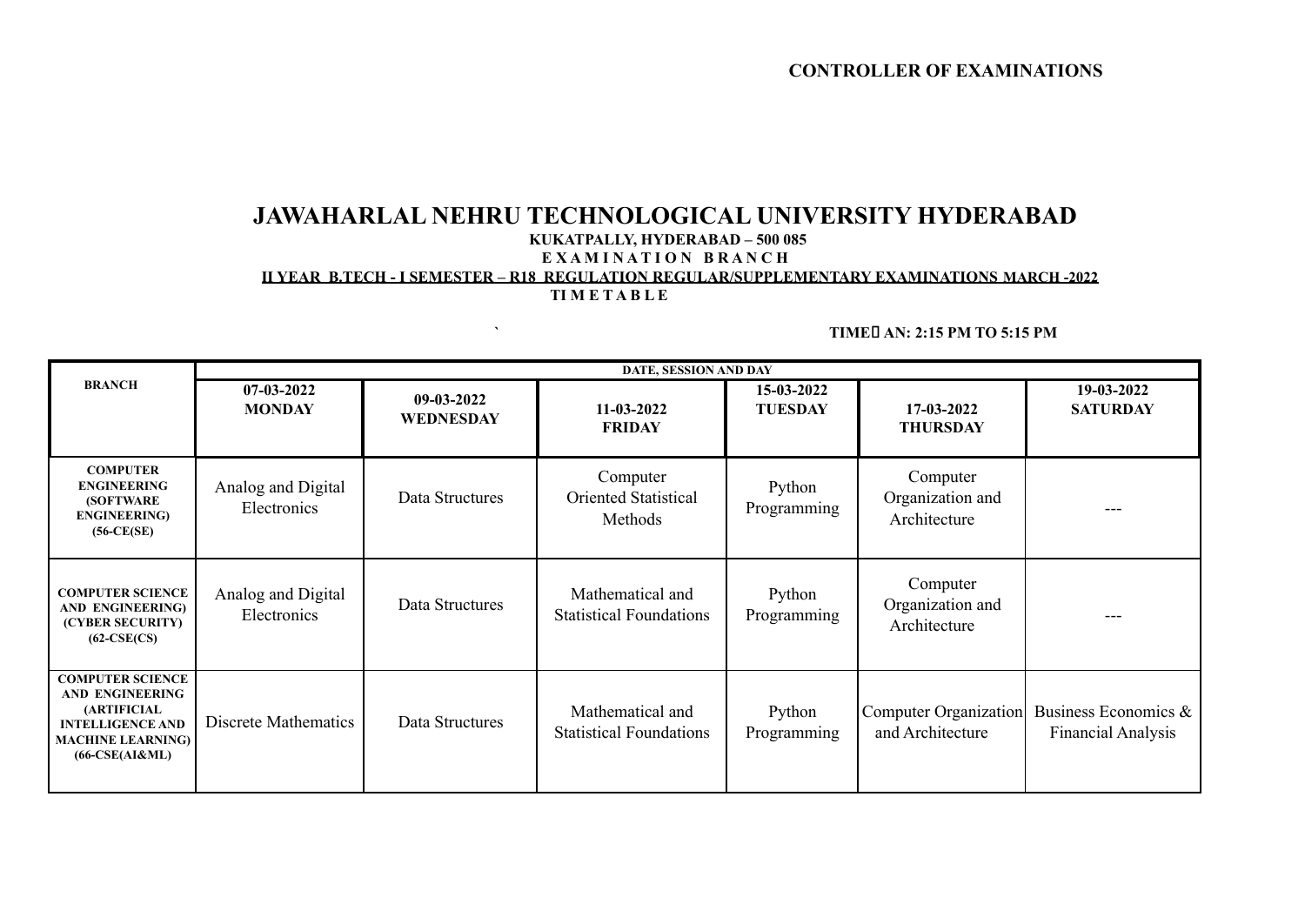**CONTROLLER OF EXAMINATIONS**

# JAWAHARLAL NEHRU TECHNOLOGICAL UNIVERSITY HYDERABAD

**KUKATPALLY, HYDERABAD – 500 085**

**E X A M I N A T I O N B R A N C H**

**II YEAR B.TECH - I SEMESTER – R18 REGULATION REGULAR/SUPPLEMENTARY EXAMINATIONS MARCH -2022**

**TI M E T A B L E**

`

**TIME AN: 2:15 PM TO 5:15 PM**

| BRANCH | DATE, SESSION AND DAY | | | | | |
|---|---|---|---|---|---|---|
| | **07-03-2022 MONDAY** | **09-03-2022 WEDNESDAY** | **11-03-2022 FRIDAY** | **15-03-2022 TUESDAY** | **17-03-2022 THURSDAY** | **19-03-2022 SATURDAY** |
| **COMPUTER ENGINEERING (SOFTWARE ENGINEERING) (56-CE(SE)** | Analog and Digital Electronics | Data Structures | Computer Oriented Statistical Methods | Python Programming | Computer Organization and Architecture | --- |
| **COMPUTER SCIENCE AND ENGINEERING) (CYBER SECURITY) (62-CSE(CS)** | Analog and Digital Electronics | Data Structures | Mathematical and Statistical Foundations | Python Programming | Computer Organization and Architecture | --- |
| **COMPUTER SCIENCE AND ENGINEERING (ARTIFICIAL INTELLIGENCE AND MACHINE LEARNING) (66-CSE(AI&ML)** | Discrete Mathematics | Data Structures | Mathematical and Statistical Foundations | Python Programming | Computer Organization and Architecture | Business Economics & Financial Analysis |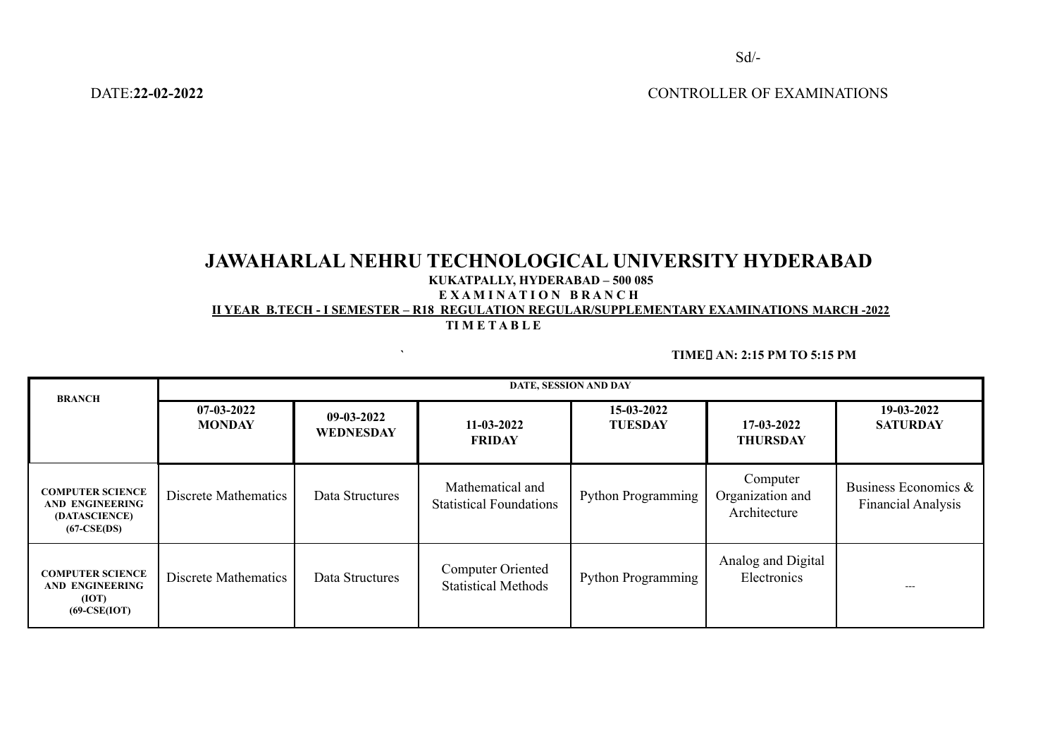Sd/-

DATE:**22-02-2022** CONTROLLER OF EXAMINATIONS

# JAWAHARLAL NEHRU TECHNOLOGICAL UNIVERSITY HYDERABAD

**KUKATPALLY, HYDERABAD – 500 085**

**E X A M I N A T I O N B R A N C H**

**II YEAR B.TECH - I SEMESTER – R18 REGULATION REGULAR/SUPPLEMENTARY EXAMINATIONS MARCH -2022**

**TI M E T A B L E**

`

**TIME AN: 2:15 PM TO 5:15 PM**

| BRANCH | DATE, SESSION AND DAY | | | | | |
|---|---|---|---|---|---|---|
| | **07-03-2022 MONDAY** | **09-03-2022 WEDNESDAY** | **11-03-2022 FRIDAY** | **15-03-2022 TUESDAY** | **17-03-2022 THURSDAY** | **19-03-2022 SATURDAY** |
| **COMPUTER SCIENCE AND ENGINEERING (DATASCIENCE) (67-CSE(DS)** | Discrete Mathematics | Data Structures | Mathematical and Statistical Foundations | Python Programming | Computer Organization and Architecture | Business Economics & Financial Analysis |
| **COMPUTER SCIENCE AND ENGINEERING (IOT) (69-CSE(IOT)** | Discrete Mathematics | Data Structures | Computer Oriented Statistical Methods | Python Programming | Analog and Digital Electronics | --- |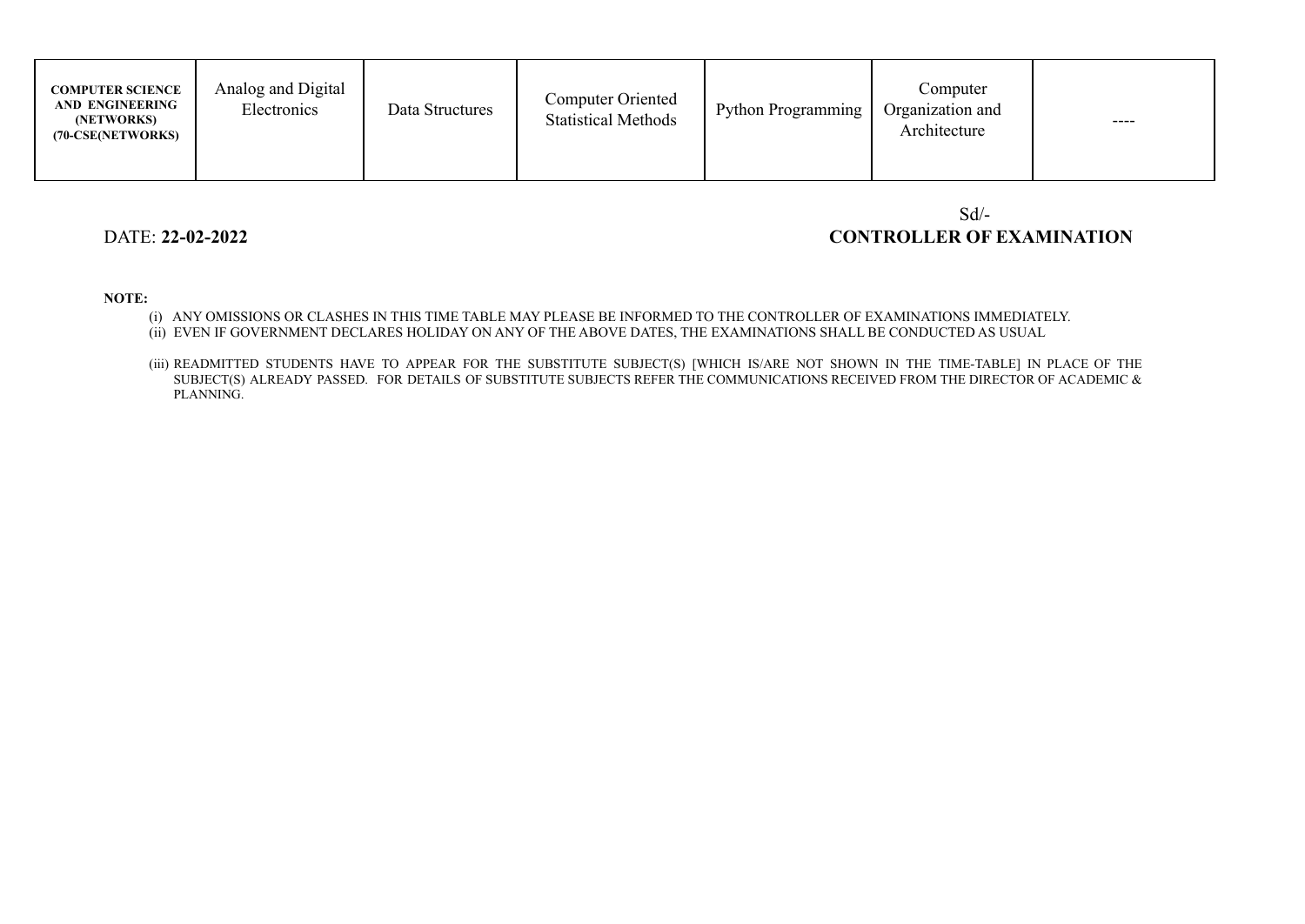| | | | | | | |
|---|---|---|---|---|---|---|
| **COMPUTER SCIENCE AND ENGINEERING (NETWORKS) (70-CSE(NETWORKS)** | Analog and Digital Electronics | Data Structures | Computer Oriented Statistical Methods | Python Programming | Computer Organization and Architecture | ---- |

DATE: **22-02-2022**

Sd/-
**CONTROLLER OF EXAMINATION**

**NOTE:**

(i) ANY OMISSIONS OR CLASHES IN THIS TIME TABLE MAY PLEASE BE INFORMED TO THE CONTROLLER OF EXAMINATIONS IMMEDIATELY.
(ii) EVEN IF GOVERNMENT DECLARES HOLIDAY ON ANY OF THE ABOVE DATES, THE EXAMINATIONS SHALL BE CONDUCTED AS USUAL

(iii) READMITTED STUDENTS HAVE TO APPEAR FOR THE SUBSTITUTE SUBJECT(S) [WHICH IS/ARE NOT SHOWN IN THE TIME-TABLE] IN PLACE OF THE SUBJECT(S) ALREADY PASSED. FOR DETAILS OF SUBSTITUTE SUBJECTS REFER THE COMMUNICATIONS RECEIVED FROM THE DIRECTOR OF ACADEMIC & PLANNING.